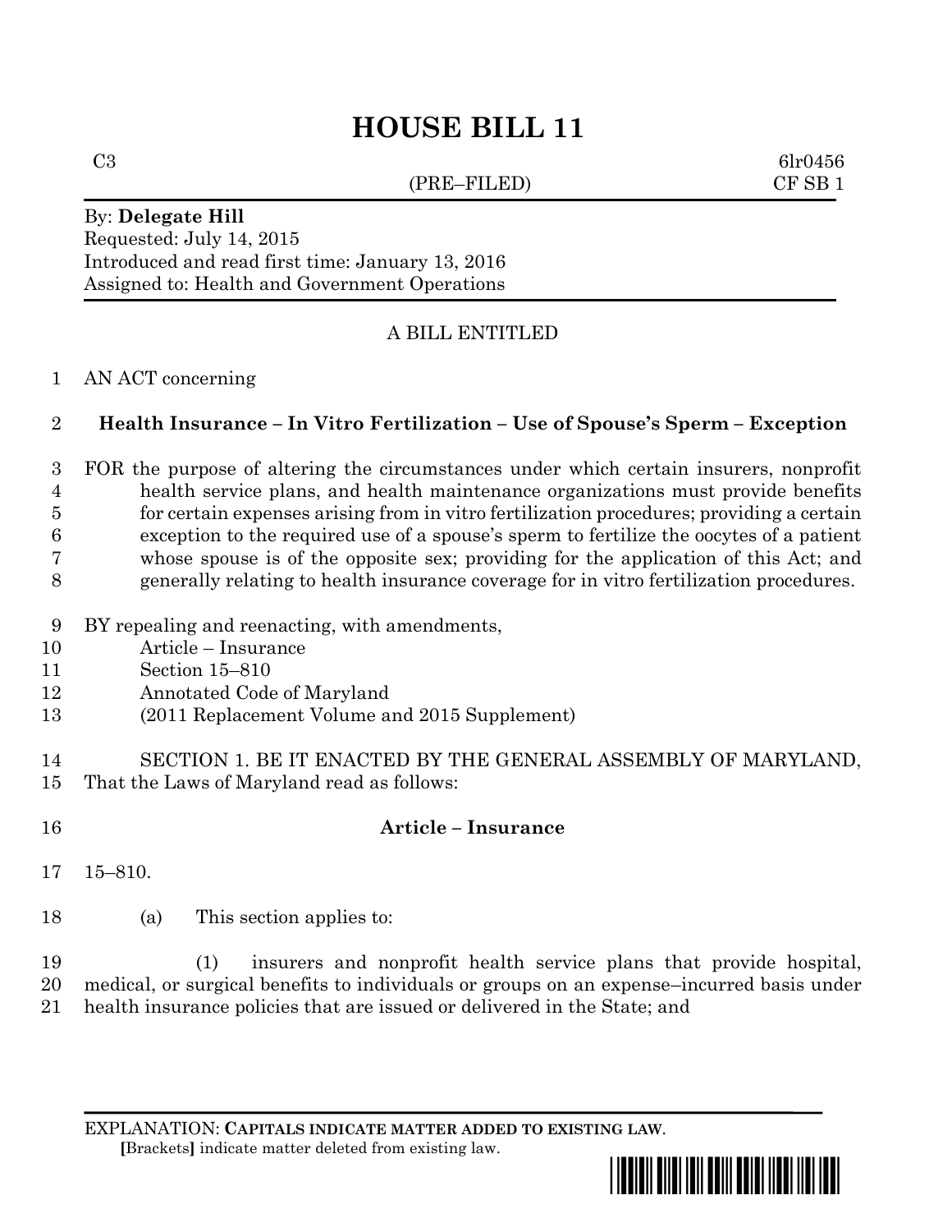# HOUSE BILL 11

C3 (PRE–FILED) 6lr0456
CF SB 1

By: **Delegate Hill**
Requested: July 14, 2015
Introduced and read first time: January 13, 2016
Assigned to: Health and Government Operations

A BILL ENTITLED

AN ACT concerning

**Health Insurance – In Vitro Fertilization – Use of Spouse's Sperm – Exception**

FOR the purpose of altering the circumstances under which certain insurers, nonprofit health service plans, and health maintenance organizations must provide benefits for certain expenses arising from in vitro fertilization procedures; providing a certain exception to the required use of a spouse's sperm to fertilize the oocytes of a patient whose spouse is of the opposite sex; providing for the application of this Act; and generally relating to health insurance coverage for in vitro fertilization procedures.

BY repealing and reenacting, with amendments,
Article – Insurance
Section 15–810
Annotated Code of Maryland
(2011 Replacement Volume and 2015 Supplement)

SECTION 1. BE IT ENACTED BY THE GENERAL ASSEMBLY OF MARYLAND, That the Laws of Maryland read as follows:

**Article – Insurance**

15–810.

(a) This section applies to:

(1) insurers and nonprofit health service plans that provide hospital, medical, or surgical benefits to individuals or groups on an expense–incurred basis under health insurance policies that are issued or delivered in the State; and

EXPLANATION: **CAPITALS INDICATE MATTER ADDED TO EXISTING LAW.**
**[**Brackets**]** indicate matter deleted from existing law.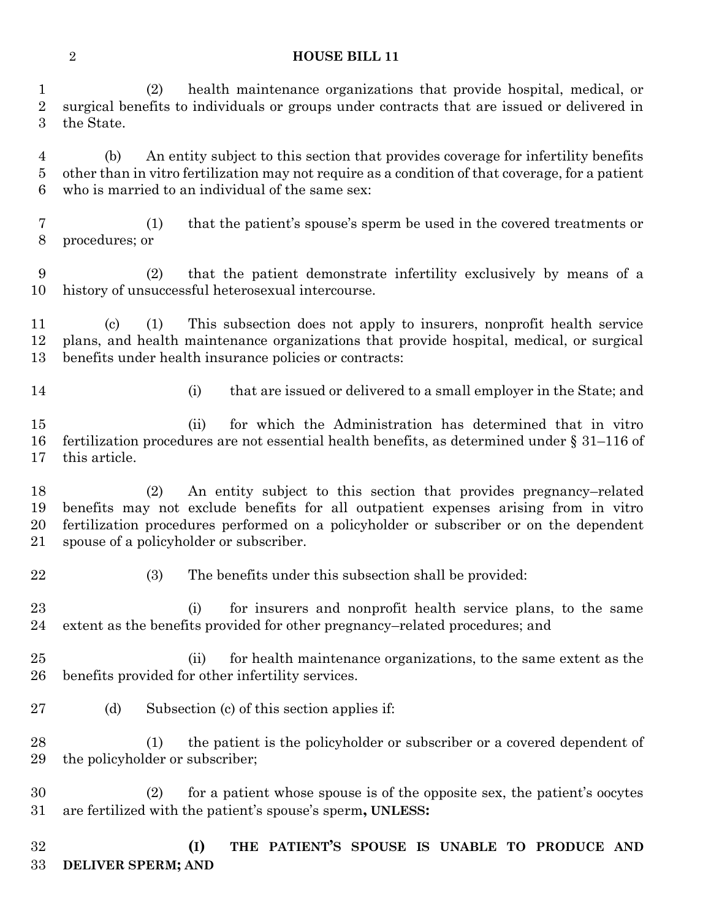(2) health maintenance organizations that provide hospital, medical, or surgical benefits to individuals or groups under contracts that are issued or delivered in the State.

(b) An entity subject to this section that provides coverage for infertility benefits other than in vitro fertilization may not require as a condition of that coverage, for a patient who is married to an individual of the same sex:

(1) that the patient's spouse's sperm be used in the covered treatments or procedures; or

(2) that the patient demonstrate infertility exclusively by means of a history of unsuccessful heterosexual intercourse.

(c) (1) This subsection does not apply to insurers, nonprofit health service plans, and health maintenance organizations that provide hospital, medical, or surgical benefits under health insurance policies or contracts:

(i) that are issued or delivered to a small employer in the State; and

(ii) for which the Administration has determined that in vitro fertilization procedures are not essential health benefits, as determined under § 31–116 of this article.

(2) An entity subject to this section that provides pregnancy–related benefits may not exclude benefits for all outpatient expenses arising from in vitro fertilization procedures performed on a policyholder or subscriber or on the dependent spouse of a policyholder or subscriber.

(3) The benefits under this subsection shall be provided:

(i) for insurers and nonprofit health service plans, to the same extent as the benefits provided for other pregnancy–related procedures; and

(ii) for health maintenance organizations, to the same extent as the benefits provided for other infertility services.

(d) Subsection (c) of this section applies if:

(1) the patient is the policyholder or subscriber or a covered dependent of the policyholder or subscriber;

(2) for a patient whose spouse is of the opposite sex, the patient's oocytes are fertilized with the patient's spouse's sperm**, UNLESS:**

**(I) THE PATIENT'S SPOUSE IS UNABLE TO PRODUCE AND DELIVER SPERM; AND**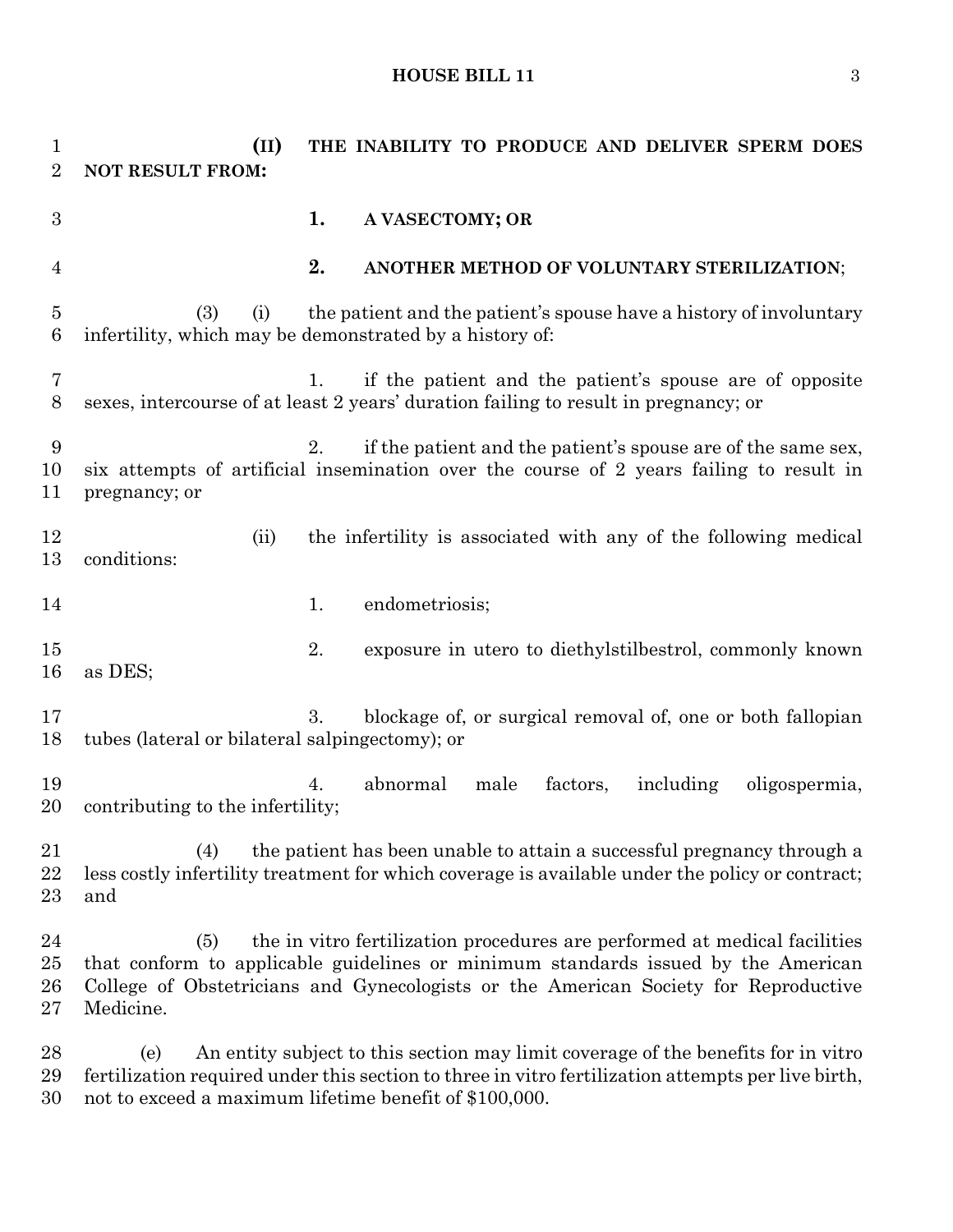**(II) THE INABILITY TO PRODUCE AND DELIVER SPERM DOES NOT RESULT FROM:**

**1. A VASECTOMY; OR**

**2. ANOTHER METHOD OF VOLUNTARY STERILIZATION**;

(3) (i) the patient and the patient's spouse have a history of involuntary infertility, which may be demonstrated by a history of:

1. if the patient and the patient's spouse are of opposite sexes, intercourse of at least 2 years' duration failing to result in pregnancy; or

2. if the patient and the patient's spouse are of the same sex, six attempts of artificial insemination over the course of 2 years failing to result in pregnancy; or

(ii) the infertility is associated with any of the following medical conditions:

1. endometriosis;

2. exposure in utero to diethylstilbestrol, commonly known as DES;

3. blockage of, or surgical removal of, one or both fallopian tubes (lateral or bilateral salpingectomy); or

4. abnormal male factors, including oligospermia, contributing to the infertility;

(4) the patient has been unable to attain a successful pregnancy through a less costly infertility treatment for which coverage is available under the policy or contract; and

(5) the in vitro fertilization procedures are performed at medical facilities that conform to applicable guidelines or minimum standards issued by the American College of Obstetricians and Gynecologists or the American Society for Reproductive Medicine.

(e) An entity subject to this section may limit coverage of the benefits for in vitro fertilization required under this section to three in vitro fertilization attempts per live birth, not to exceed a maximum lifetime benefit of $100,000.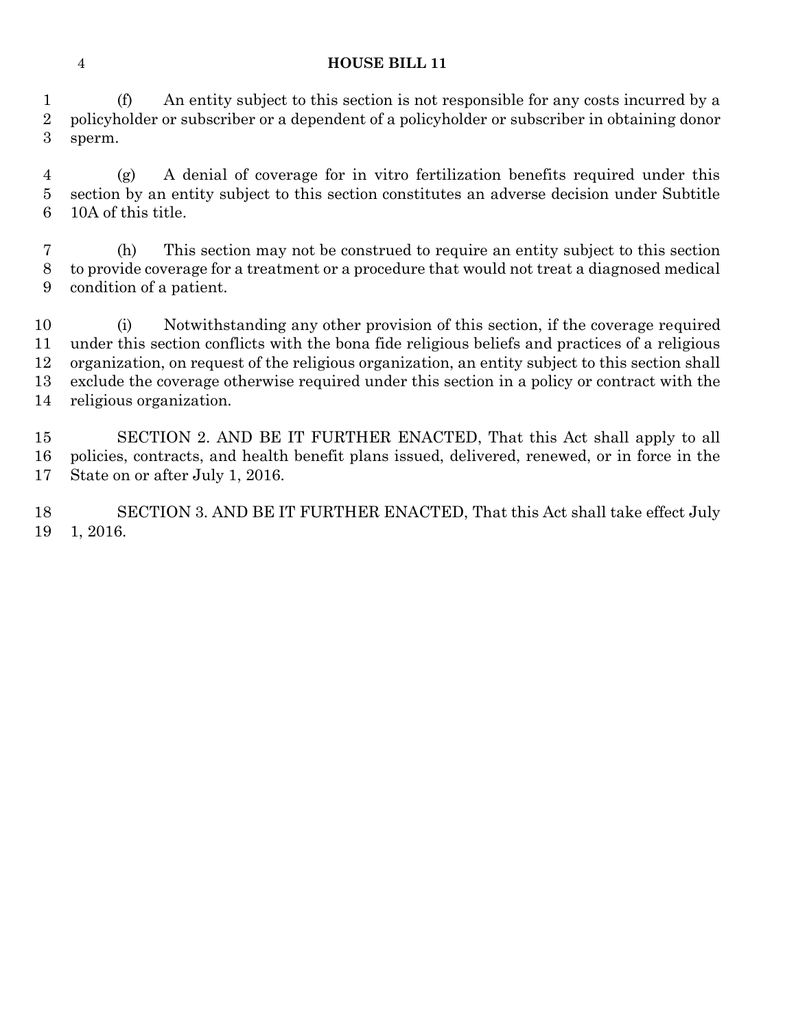(f) An entity subject to this section is not responsible for any costs incurred by a policyholder or subscriber or a dependent of a policyholder or subscriber in obtaining donor sperm.

(g) A denial of coverage for in vitro fertilization benefits required under this section by an entity subject to this section constitutes an adverse decision under Subtitle 10A of this title.

(h) This section may not be construed to require an entity subject to this section to provide coverage for a treatment or a procedure that would not treat a diagnosed medical condition of a patient.

(i) Notwithstanding any other provision of this section, if the coverage required under this section conflicts with the bona fide religious beliefs and practices of a religious organization, on request of the religious organization, an entity subject to this section shall exclude the coverage otherwise required under this section in a policy or contract with the religious organization.

SECTION 2. AND BE IT FURTHER ENACTED, That this Act shall apply to all policies, contracts, and health benefit plans issued, delivered, renewed, or in force in the State on or after July 1, 2016.

SECTION 3. AND BE IT FURTHER ENACTED, That this Act shall take effect July 1, 2016.